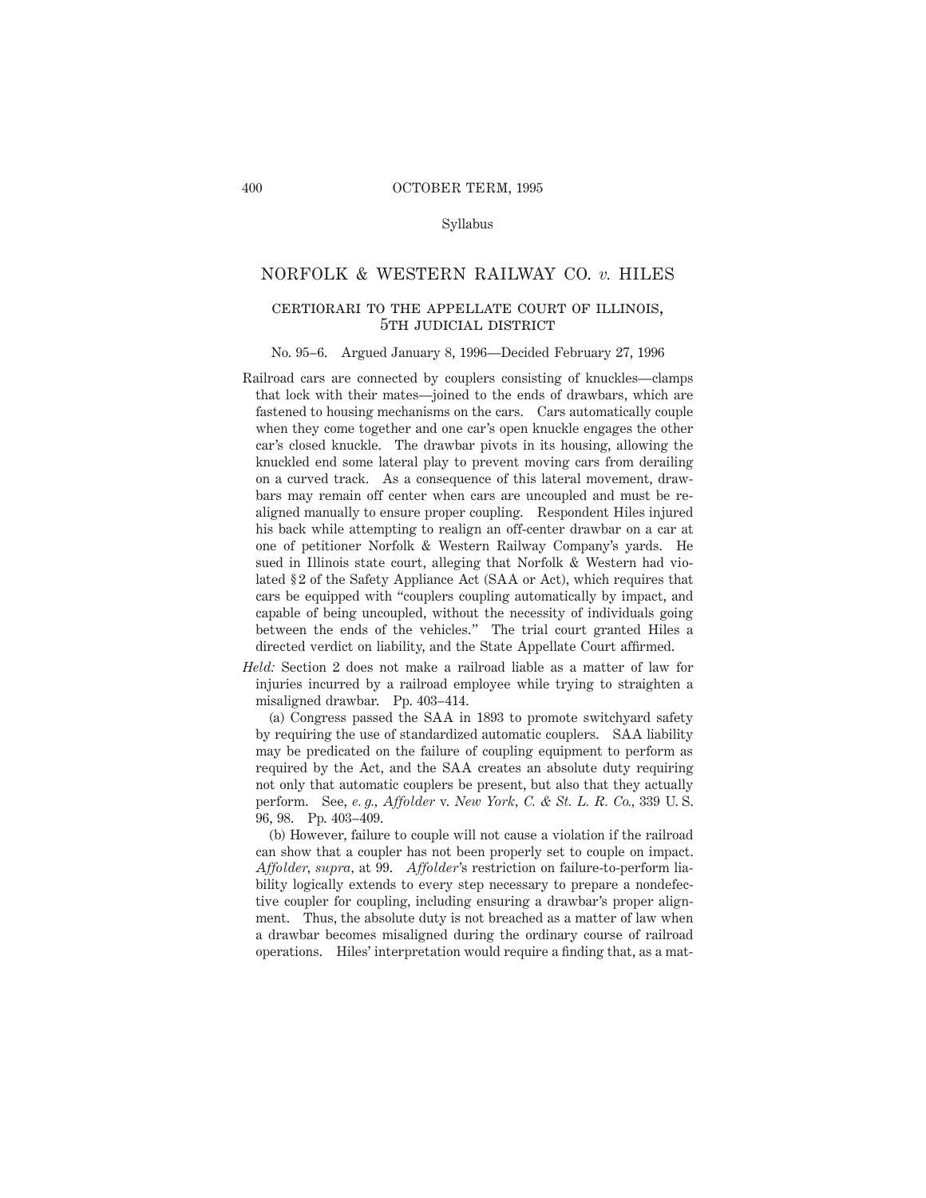Syllabus

# NORFOLK & WESTERN RAILWAY CO. *v.* HILES

## CERTIORARI TO THE APPELLATE COURT OF ILLINOIS, 5TH JUDICIAL DISTRICT

No. 95–6. Argued January 8, 1996—Decided February 27, 1996

Railroad cars are connected by couplers consisting of knuckles—clamps that lock with their mates—joined to the ends of drawbars, which are fastened to housing mechanisms on the cars. Cars automatically couple when they come together and one car's open knuckle engages the other car's closed knuckle. The drawbar pivots in its housing, allowing the knuckled end some lateral play to prevent moving cars from derailing on a curved track. As a consequence of this lateral movement, drawbars may remain off center when cars are uncoupled and must be realigned manually to ensure proper coupling. Respondent Hiles injured his back while attempting to realign an off-center drawbar on a car at one of petitioner Norfolk & Western Railway Company's yards. He sued in Illinois state court, alleging that Norfolk & Western had violated §2 of the Safety Appliance Act (SAA or Act), which requires that cars be equipped with "couplers coupling automatically by impact, and capable of being uncoupled, without the necessity of individuals going between the ends of the vehicles." The trial court granted Hiles a directed verdict on liability, and the State Appellate Court affirmed.

*Held:* Section 2 does not make a railroad liable as a matter of law for injuries incurred by a railroad employee while trying to straighten a misaligned drawbar. Pp. 403–414.

(a) Congress passed the SAA in 1893 to promote switchyard safety by requiring the use of standardized automatic couplers. SAA liability may be predicated on the failure of coupling equipment to perform as required by the Act, and the SAA creates an absolute duty requiring not only that automatic couplers be present, but also that they actually perform. See, *e. g., Affolder* v. *New York, C. & St. L. R. Co.,* 339 U. S. 96, 98. Pp. 403–409.

(b) However, failure to couple will not cause a violation if the railroad can show that a coupler has not been properly set to couple on impact. *Affolder, supra,* at 99. *Affolder*'s restriction on failure-to-perform liability logically extends to every step necessary to prepare a nondefective coupler for coupling, including ensuring a drawbar's proper alignment. Thus, the absolute duty is not breached as a matter of law when a drawbar becomes misaligned during the ordinary course of railroad operations. Hiles' interpretation would require a finding that, as a mat-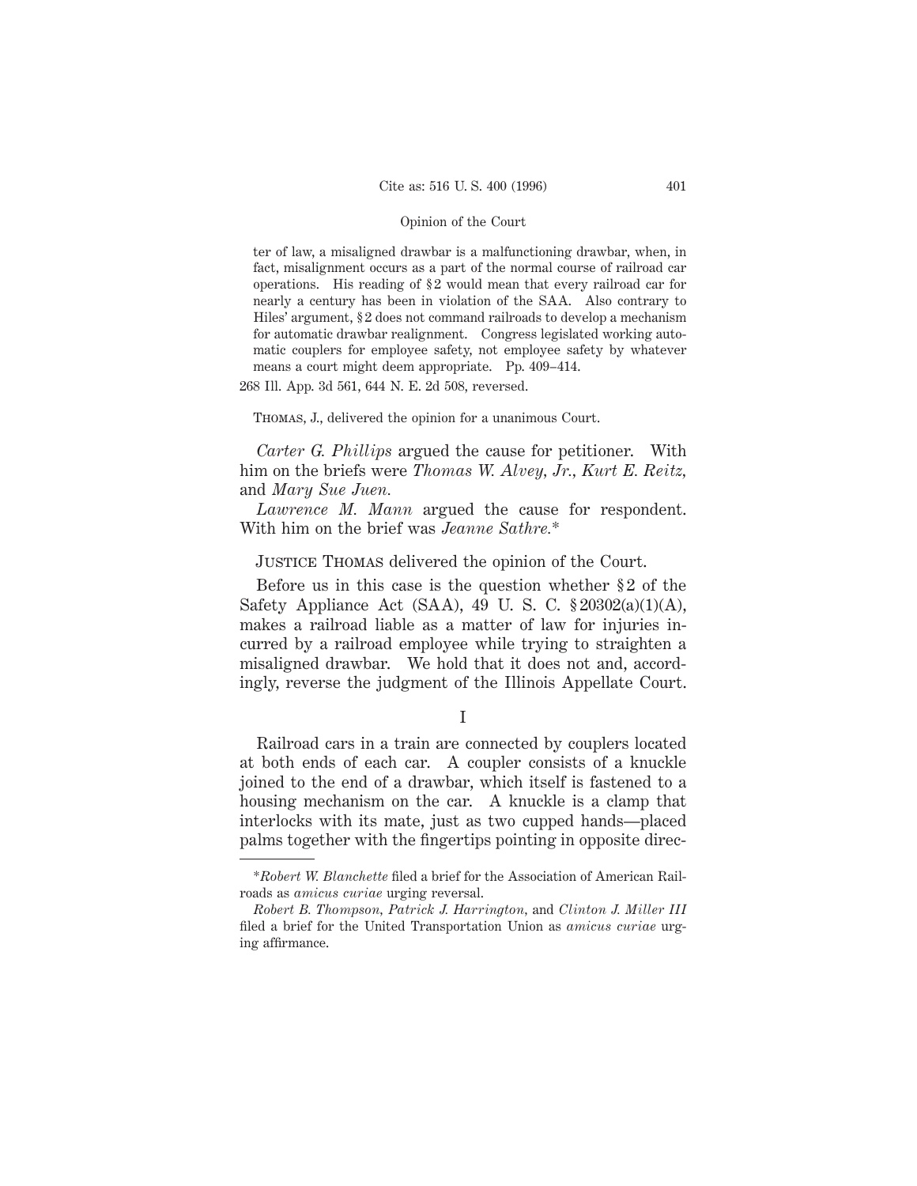ter of law, a misaligned drawbar is a malfunctioning drawbar, when, in fact, misalignment occurs as a part of the normal course of railroad car operations. His reading of §2 would mean that every railroad car for nearly a century has been in violation of the SAA. Also contrary to Hiles' argument, §2 does not command railroads to develop a mechanism for automatic drawbar realignment. Congress legislated working automatic couplers for employee safety, not employee safety by whatever means a court might deem appropriate. Pp. 409–414.

268 Ill. App. 3d 561, 644 N. E. 2d 508, reversed.

Thomas, J., delivered the opinion for a unanimous Court.

*Carter G. Phillips* argued the cause for petitioner. With him on the briefs were *Thomas W. Alvey, Jr., Kurt E. Reitz,* and *Mary Sue Juen.*

*Lawrence M. Mann* argued the cause for respondent. With him on the brief was *Jeanne Sathre.**

Justice Thomas delivered the opinion of the Court.

Before us in this case is the question whether §2 of the Safety Appliance Act (SAA), 49 U. S. C. §20302(a)(1)(A), makes a railroad liable as a matter of law for injuries incurred by a railroad employee while trying to straighten a misaligned drawbar. We hold that it does not and, accordingly, reverse the judgment of the Illinois Appellate Court.

## I

Railroad cars in a train are connected by couplers located at both ends of each car. A coupler consists of a knuckle joined to the end of a drawbar, which itself is fastened to a housing mechanism on the car. A knuckle is a clamp that interlocks with its mate, just as two cupped hands—placed palms together with the fingertips pointing in opposite direc-

---

**Robert W. Blanchette* filed a brief for the Association of American Railroads as *amicus curiae* urging reversal.

*Robert B. Thompson, Patrick J. Harrington,* and *Clinton J. Miller III* filed a brief for the United Transportation Union as *amicus curiae* urging affirmance.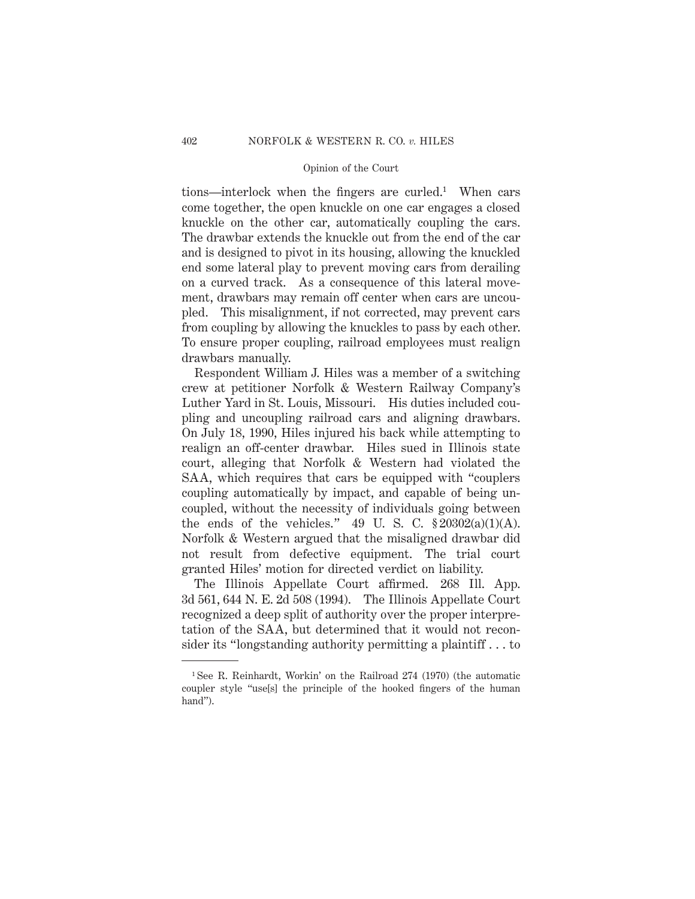tions—interlock when the fingers are curled.[1] When cars come together, the open knuckle on one car engages a closed knuckle on the other car, automatically coupling the cars. The drawbar extends the knuckle out from the end of the car and is designed to pivot in its housing, allowing the knuckled end some lateral play to prevent moving cars from derailing on a curved track. As a consequence of this lateral movement, drawbars may remain off center when cars are uncoupled. This misalignment, if not corrected, may prevent cars from coupling by allowing the knuckles to pass by each other. To ensure proper coupling, railroad employees must realign drawbars manually.

Respondent William J. Hiles was a member of a switching crew at petitioner Norfolk & Western Railway Company's Luther Yard in St. Louis, Missouri. His duties included coupling and uncoupling railroad cars and aligning drawbars. On July 18, 1990, Hiles injured his back while attempting to realign an off-center drawbar. Hiles sued in Illinois state court, alleging that Norfolk & Western had violated the SAA, which requires that cars be equipped with "couplers coupling automatically by impact, and capable of being uncoupled, without the necessity of individuals going between the ends of the vehicles." 49 U. S. C. § 20302(a)(1)(A). Norfolk & Western argued that the misaligned drawbar did not result from defective equipment. The trial court granted Hiles' motion for directed verdict on liability.

The Illinois Appellate Court affirmed. 268 Ill. App. 3d 561, 644 N. E. 2d 508 (1994). The Illinois Appellate Court recognized a deep split of authority over the proper interpretation of the SAA, but determined that it would not reconsider its "longstanding authority permitting a plaintiff . . . to

---

[1] See R. Reinhardt, Workin' on the Railroad 274 (1970) (the automatic coupler style "use[s] the principle of the hooked fingers of the human hand").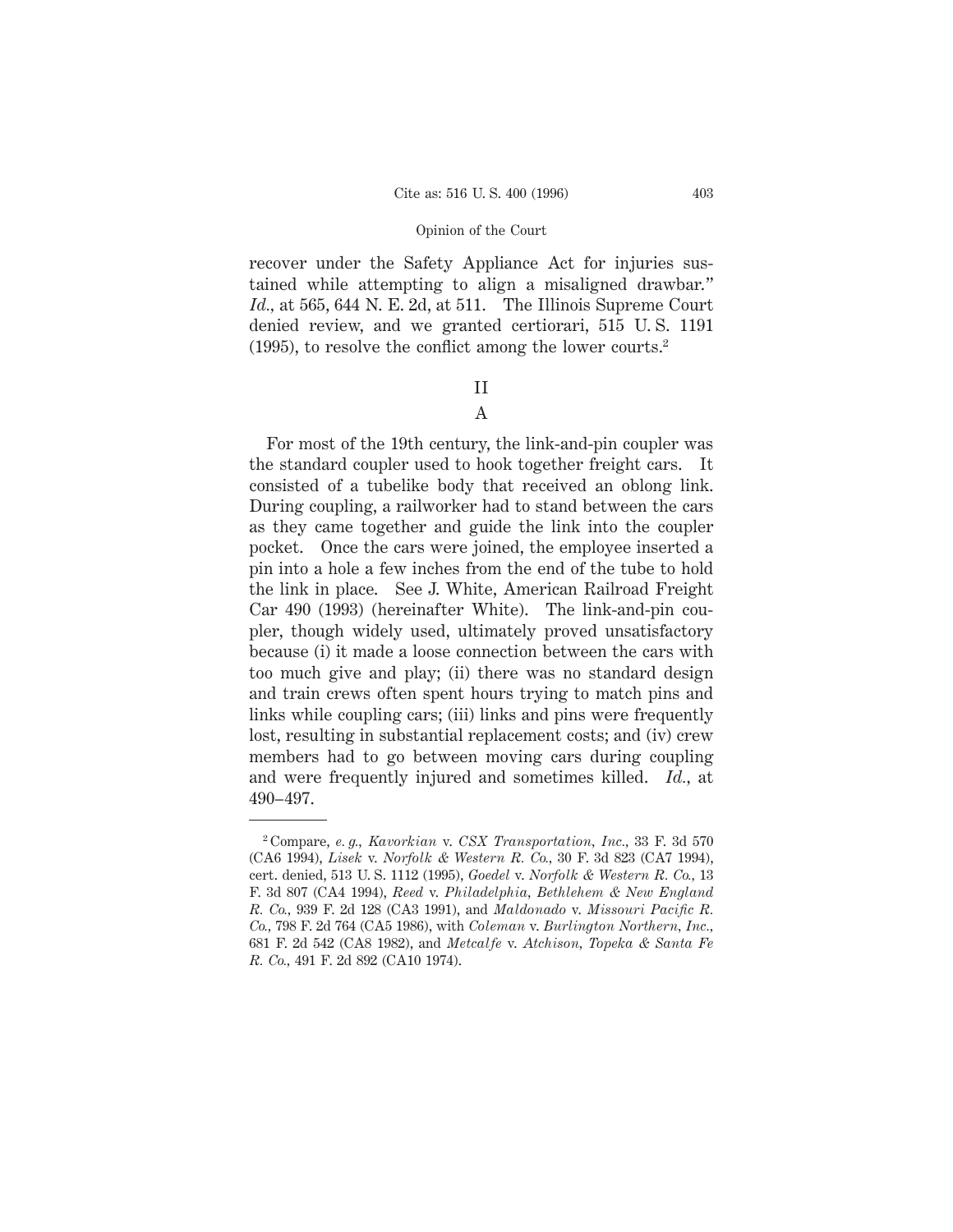recover under the Safety Appliance Act for injuries sustained while attempting to align a misaligned drawbar." *Id.*, at 565, 644 N. E. 2d, at 511. The Illinois Supreme Court denied review, and we granted certiorari, 515 U. S. 1191 (1995), to resolve the conflict among the lower courts.[2]

## II

### A

For most of the 19th century, the link-and-pin coupler was the standard coupler used to hook together freight cars. It consisted of a tubelike body that received an oblong link. During coupling, a railworker had to stand between the cars as they came together and guide the link into the coupler pocket. Once the cars were joined, the employee inserted a pin into a hole a few inches from the end of the tube to hold the link in place. See J. White, American Railroad Freight Car 490 (1993) (hereinafter White). The link-and-pin coupler, though widely used, ultimately proved unsatisfactory because (i) it made a loose connection between the cars with too much give and play; (ii) there was no standard design and train crews often spent hours trying to match pins and links while coupling cars; (iii) links and pins were frequently lost, resulting in substantial replacement costs; and (iv) crew members had to go between moving cars during coupling and were frequently injured and sometimes killed. *Id.*, at 490–497.

---

[2] Compare, *e. g.*, *Kavorkian* v. *CSX Transportation, Inc.*, 33 F. 3d 570 (CA6 1994), *Lisek* v. *Norfolk & Western R. Co.*, 30 F. 3d 823 (CA7 1994), cert. denied, 513 U. S. 1112 (1995), *Goedel* v. *Norfolk & Western R. Co.*, 13 F. 3d 807 (CA4 1994), *Reed* v. *Philadelphia, Bethlehem & New England R. Co.*, 939 F. 2d 128 (CA3 1991), and *Maldonado* v. *Missouri Pacific R. Co.*, 798 F. 2d 764 (CA5 1986), with *Coleman* v. *Burlington Northern, Inc.*, 681 F. 2d 542 (CA8 1982), and *Metcalfe* v. *Atchison, Topeka & Santa Fe R. Co.*, 491 F. 2d 892 (CA10 1974).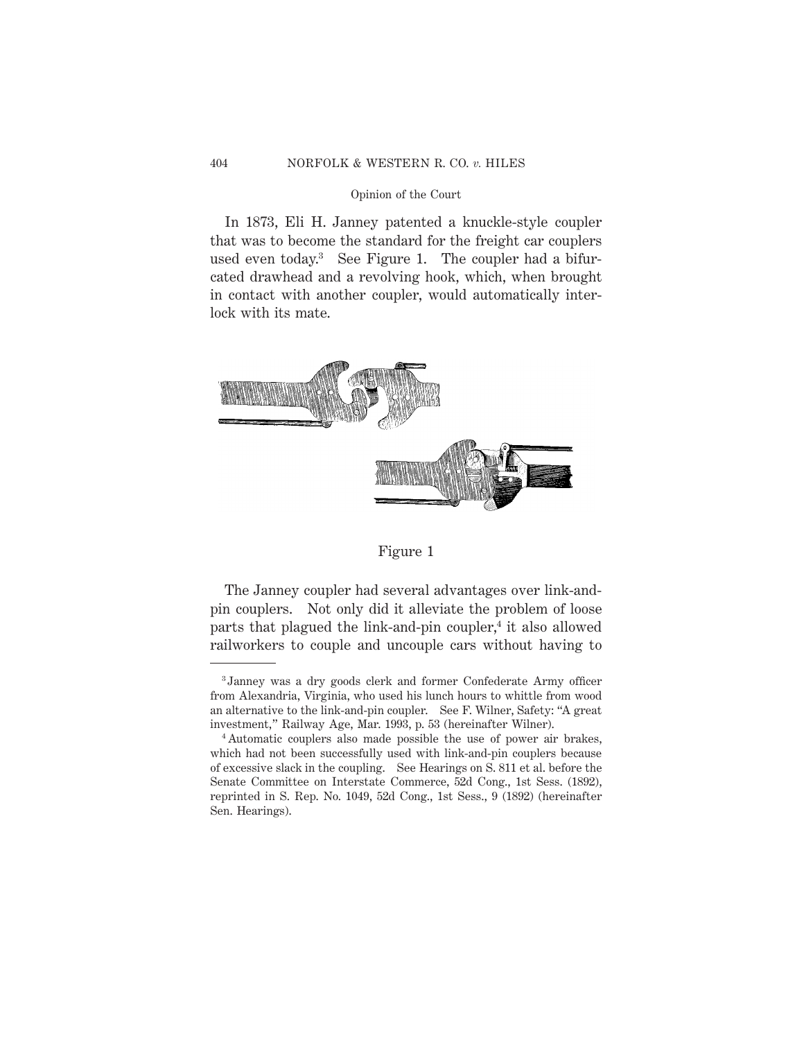In 1873, Eli H. Janney patented a knuckle-style coupler that was to become the standard for the freight car couplers used even today.[3] See Figure 1. The coupler had a bifurcated drawhead and a revolving hook, which, when brought in contact with another coupler, would automatically interlock with its mate.

Figure 1

The Janney coupler had several advantages over link-and-pin couplers. Not only did it alleviate the problem of loose parts that plagued the link-and-pin coupler,[4] it also allowed railworkers to couple and uncouple cars without having to

---

[3] Janney was a dry goods clerk and former Confederate Army officer from Alexandria, Virginia, who used his lunch hours to whittle from wood an alternative to the link-and-pin coupler. See F. Wilner, Safety: "A great investment," Railway Age, Mar. 1993, p. 53 (hereinafter Wilner).

[4] Automatic couplers also made possible the use of power air brakes, which had not been successfully used with link-and-pin couplers because of excessive slack in the coupling. See Hearings on S. 811 et al. before the Senate Committee on Interstate Commerce, 52d Cong., 1st Sess. (1892), reprinted in S. Rep. No. 1049, 52d Cong., 1st Sess., 9 (1892) (hereinafter Sen. Hearings).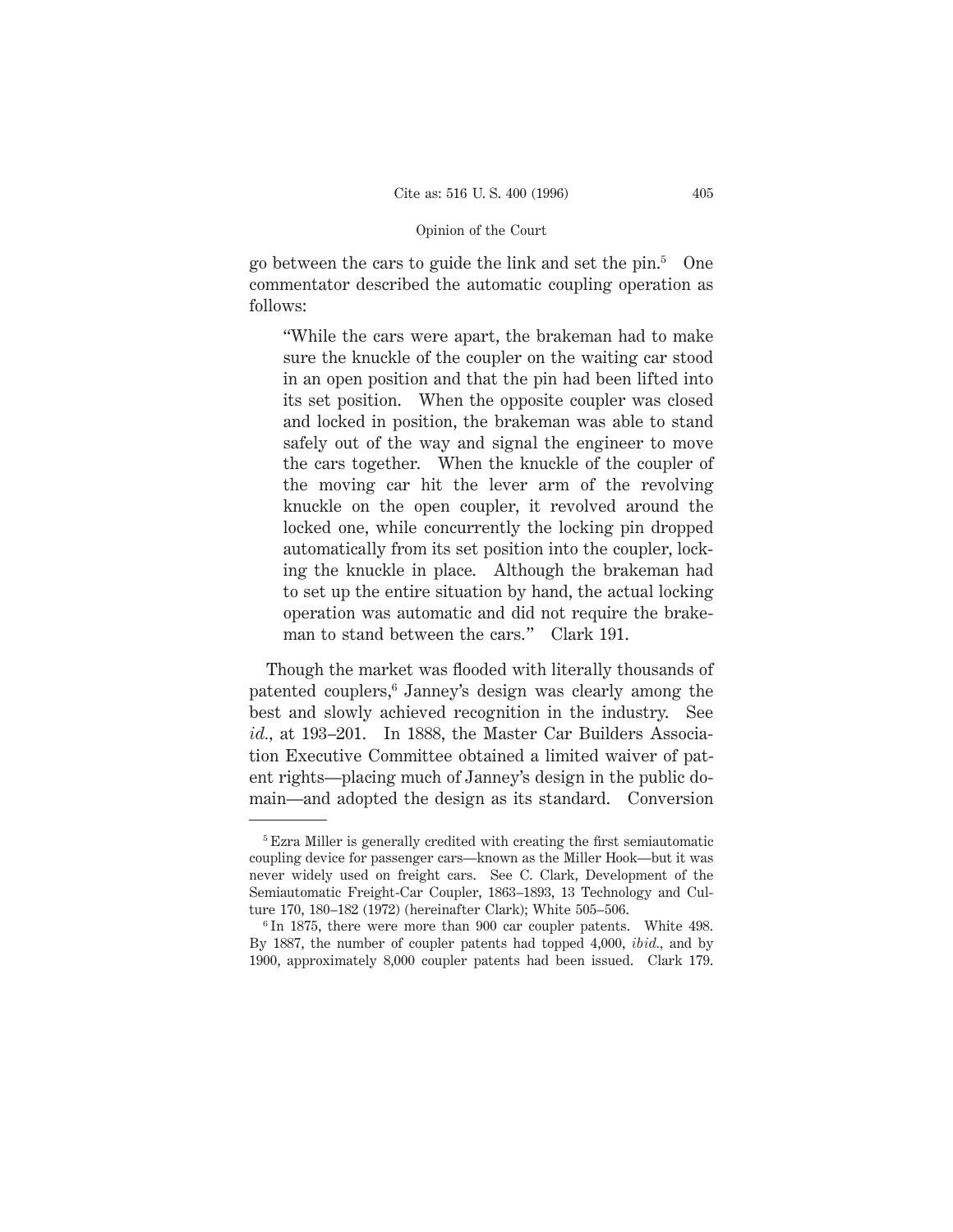go between the cars to guide the link and set the pin.[5] One commentator described the automatic coupling operation as follows:

> "While the cars were apart, the brakeman had to make sure the knuckle of the coupler on the waiting car stood in an open position and that the pin had been lifted into its set position. When the opposite coupler was closed and locked in position, the brakeman was able to stand safely out of the way and signal the engineer to move the cars together. When the knuckle of the coupler of the moving car hit the lever arm of the revolving knuckle on the open coupler, it revolved around the locked one, while concurrently the locking pin dropped automatically from its set position into the coupler, locking the knuckle in place. Although the brakeman had to set up the entire situation by hand, the actual locking operation was automatic and did not require the brakeman to stand between the cars." Clark 191.

Though the market was flooded with literally thousands of patented couplers,[6] Janney's design was clearly among the best and slowly achieved recognition in the industry. See *id.*, at 193–201. In 1888, the Master Car Builders Association Executive Committee obtained a limited waiver of patent rights—placing much of Janney's design in the public domain—and adopted the design as its standard. Conversion

---

[5] Ezra Miller is generally credited with creating the first semiautomatic coupling device for passenger cars—known as the Miller Hook—but it was never widely used on freight cars. See C. Clark, Development of the Semiautomatic Freight-Car Coupler, 1863–1893, 13 Technology and Culture 170, 180–182 (1972) (hereinafter Clark); White 505–506.

[6] In 1875, there were more than 900 car coupler patents. White 498. By 1887, the number of coupler patents had topped 4,000, *ibid.*, and by 1900, approximately 8,000 coupler patents had been issued. Clark 179.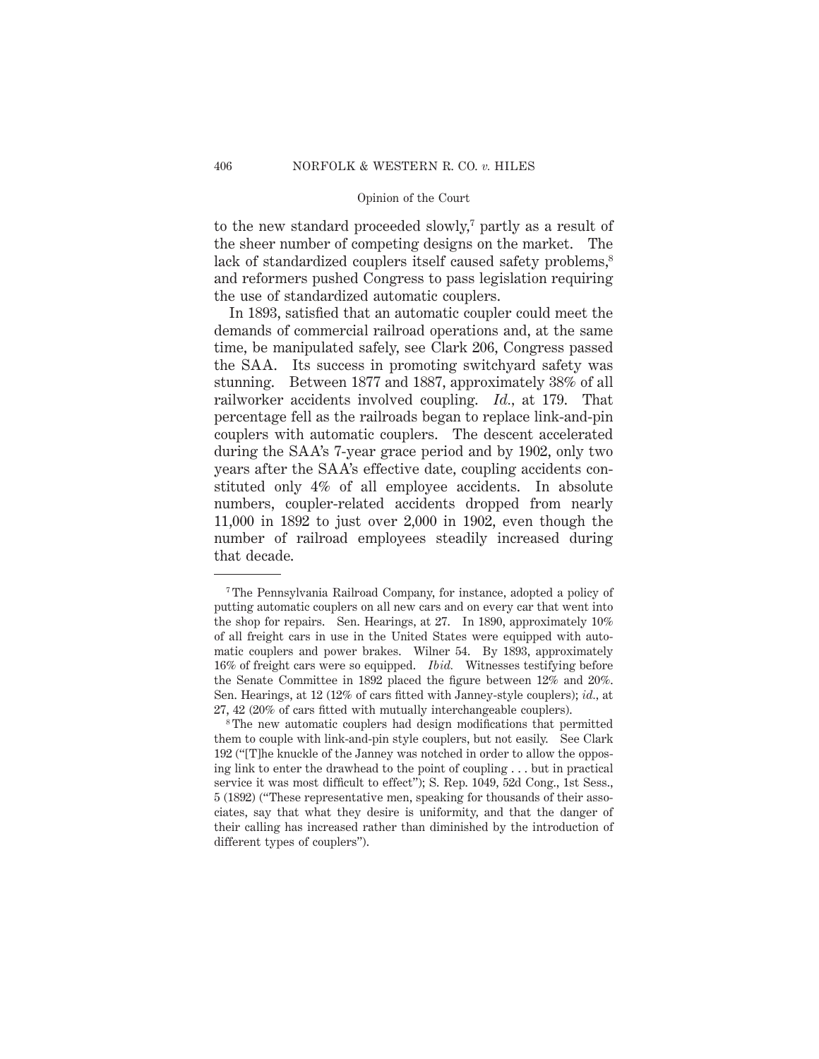to the new standard proceeded slowly,[7] partly as a result of the sheer number of competing designs on the market. The lack of standardized couplers itself caused safety problems,[8] and reformers pushed Congress to pass legislation requiring the use of standardized automatic couplers.

In 1893, satisfied that an automatic coupler could meet the demands of commercial railroad operations and, at the same time, be manipulated safely, see Clark 206, Congress passed the SAA. Its success in promoting switchyard safety was stunning. Between 1877 and 1887, approximately 38% of all railworker accidents involved coupling. *Id.*, at 179. That percentage fell as the railroads began to replace link-and-pin couplers with automatic couplers. The descent accelerated during the SAA's 7-year grace period and by 1902, only two years after the SAA's effective date, coupling accidents constituted only 4% of all employee accidents. In absolute numbers, coupler-related accidents dropped from nearly 11,000 in 1892 to just over 2,000 in 1902, even though the number of railroad employees steadily increased during that decade.

---

[7] The Pennsylvania Railroad Company, for instance, adopted a policy of putting automatic couplers on all new cars and on every car that went into the shop for repairs. Sen. Hearings, at 27. In 1890, approximately 10% of all freight cars in use in the United States were equipped with automatic couplers and power brakes. Wilner 54. By 1893, approximately 16% of freight cars were so equipped. *Ibid.* Witnesses testifying before the Senate Committee in 1892 placed the figure between 12% and 20%. Sen. Hearings, at 12 (12% of cars fitted with Janney-style couplers); *id.*, at 27, 42 (20% of cars fitted with mutually interchangeable couplers).

[8] The new automatic couplers had design modifications that permitted them to couple with link-and-pin style couplers, but not easily. See Clark 192 ("[T]he knuckle of the Janney was notched in order to allow the opposing link to enter the drawhead to the point of coupling . . . but in practical service it was most difficult to effect"); S. Rep. 1049, 52d Cong., 1st Sess., 5 (1892) ("These representative men, speaking for thousands of their associates, say that what they desire is uniformity, and that the danger of their calling has increased rather than diminished by the introduction of different types of couplers").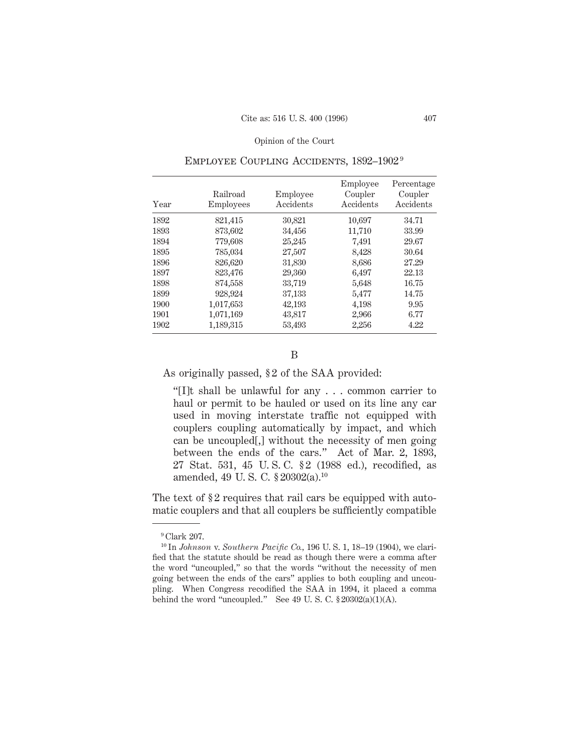EMPLOYEE COUPLING ACCIDENTS, 1892–1902[9]

| Year | Railroad Employees | Employee Accidents | Employee Coupler Accidents | Percentage Coupler Accidents |
|---|---|---|---|---|
| 1892 | 821,415 | 30,821 | 10,697 | 34.71 |
| 1893 | 873,602 | 34,456 | 11,710 | 33.99 |
| 1894 | 779,608 | 25,245 | 7,491 | 29.67 |
| 1895 | 785,034 | 27,507 | 8,428 | 30.64 |
| 1896 | 826,620 | 31,830 | 8,686 | 27.29 |
| 1897 | 823,476 | 29,360 | 6,497 | 22.13 |
| 1898 | 874,558 | 33,719 | 5,648 | 16.75 |
| 1899 | 928,924 | 37,133 | 5,477 | 14.75 |
| 1900 | 1,017,653 | 42,193 | 4,198 | 9.95 |
| 1901 | 1,071,169 | 43,817 | 2,966 | 6.77 |
| 1902 | 1,189,315 | 53,493 | 2,256 | 4.22 |

### B

As originally passed, §2 of the SAA provided:

> "[I]t shall be unlawful for any . . . common carrier to haul or permit to be hauled or used on its line any car used in moving interstate traffic not equipped with couplers coupling automatically by impact, and which can be uncoupled[,] without the necessity of men going between the ends of the cars." Act of Mar. 2, 1893, 27 Stat. 531, 45 U. S. C. §2 (1988 ed.), recodified, as amended, 49 U. S. C. §20302(a).[10]

The text of §2 requires that rail cars be equipped with automatic couplers and that all couplers be sufficiently compatible

---

[9] Clark 207.

[10] In *Johnson* v. *Southern Pacific Co.*, 196 U. S. 1, 18–19 (1904), we clarified that the statute should be read as though there were a comma after the word "uncoupled," so that the words "without the necessity of men going between the ends of the cars" applies to both coupling and uncoupling. When Congress recodified the SAA in 1994, it placed a comma behind the word "uncoupled." See 49 U. S. C. §20302(a)(1)(A).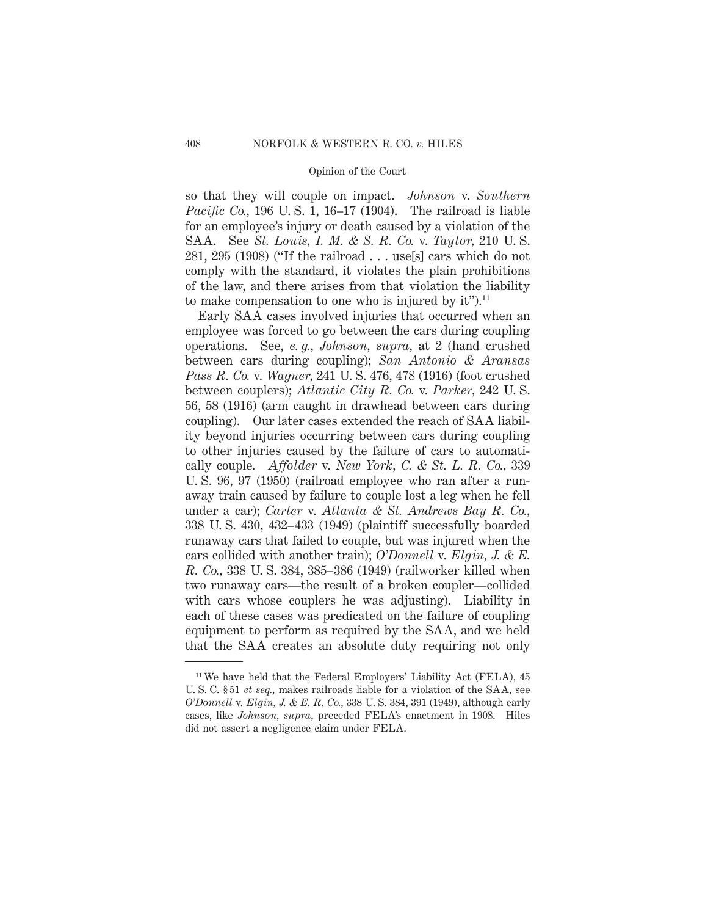so that they will couple on impact. *Johnson* v. *Southern Pacific Co.*, 196 U. S. 1, 16–17 (1904). The railroad is liable for an employee's injury or death caused by a violation of the SAA. See *St. Louis, I. M. & S. R. Co.* v. *Taylor*, 210 U. S. 281, 295 (1908) ("If the railroad . . . use[s] cars which do not comply with the standard, it violates the plain prohibitions of the law, and there arises from that violation the liability to make compensation to one who is injured by it").[11]

Early SAA cases involved injuries that occurred when an employee was forced to go between the cars during coupling operations. See, *e. g., Johnson, supra,* at 2 (hand crushed between cars during coupling); *San Antonio & Aransas Pass R. Co.* v. *Wagner*, 241 U. S. 476, 478 (1916) (foot crushed between couplers); *Atlantic City R. Co.* v. *Parker*, 242 U. S. 56, 58 (1916) (arm caught in drawhead between cars during coupling). Our later cases extended the reach of SAA liability beyond injuries occurring between cars during coupling to other injuries caused by the failure of cars to automatically couple. *Affolder* v. *New York, C. & St. L. R. Co.*, 339 U. S. 96, 97 (1950) (railroad employee who ran after a runaway train caused by failure to couple lost a leg when he fell under a car); *Carter* v. *Atlanta & St. Andrews Bay R. Co.*, 338 U. S. 430, 432–433 (1949) (plaintiff successfully boarded runaway cars that failed to couple, but was injured when the cars collided with another train); *O'Donnell* v. *Elgin, J. & E. R. Co.*, 338 U. S. 384, 385–386 (1949) (railworker killed when two runaway cars—the result of a broken coupler—collided with cars whose couplers he was adjusting). Liability in each of these cases was predicated on the failure of coupling equipment to perform as required by the SAA, and we held that the SAA creates an absolute duty requiring not only

---

[11] We have held that the Federal Employers' Liability Act (FELA), 45 U. S. C. § 51 *et seq.*, makes railroads liable for a violation of the SAA, see *O'Donnell* v. *Elgin, J. & E. R. Co.*, 338 U. S. 384, 391 (1949), although early cases, like *Johnson, supra*, preceded FELA's enactment in 1908. Hiles did not assert a negligence claim under FELA.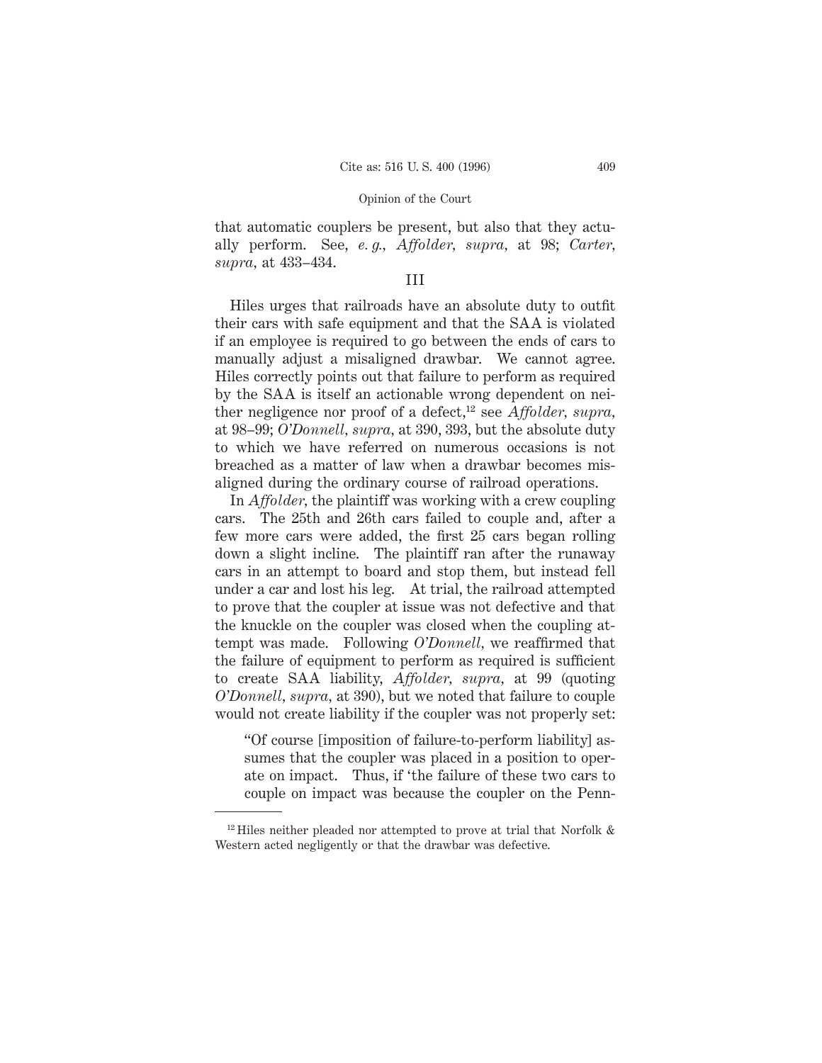that automatic couplers be present, but also that they actually perform. See, *e. g., Affolder, supra,* at 98; *Carter, supra,* at 433–434.

## III

Hiles urges that railroads have an absolute duty to outfit their cars with safe equipment and that the SAA is violated if an employee is required to go between the ends of cars to manually adjust a misaligned drawbar. We cannot agree. Hiles correctly points out that failure to perform as required by the SAA is itself an actionable wrong dependent on neither negligence nor proof of a defect,[12] see *Affolder, supra,* at 98–99; *O'Donnell, supra,* at 390, 393, but the absolute duty to which we have referred on numerous occasions is not breached as a matter of law when a drawbar becomes misaligned during the ordinary course of railroad operations.

In *Affolder,* the plaintiff was working with a crew coupling cars. The 25th and 26th cars failed to couple and, after a few more cars were added, the first 25 cars began rolling down a slight incline. The plaintiff ran after the runaway cars in an attempt to board and stop them, but instead fell under a car and lost his leg. At trial, the railroad attempted to prove that the coupler at issue was not defective and that the knuckle on the coupler was closed when the coupling attempt was made. Following *O'Donnell,* we reaffirmed that the failure of equipment to perform as required is sufficient to create SAA liability, *Affolder, supra,* at 99 (quoting *O'Donnell, supra,* at 390), but we noted that failure to couple would not create liability if the coupler was not properly set:

> "Of course [imposition of failure-to-perform liability] assumes that the coupler was placed in a position to operate on impact. Thus, if 'the failure of these two cars to couple on impact was because the coupler on the Penn-

[12] Hiles neither pleaded nor attempted to prove at trial that Norfolk & Western acted negligently or that the drawbar was defective.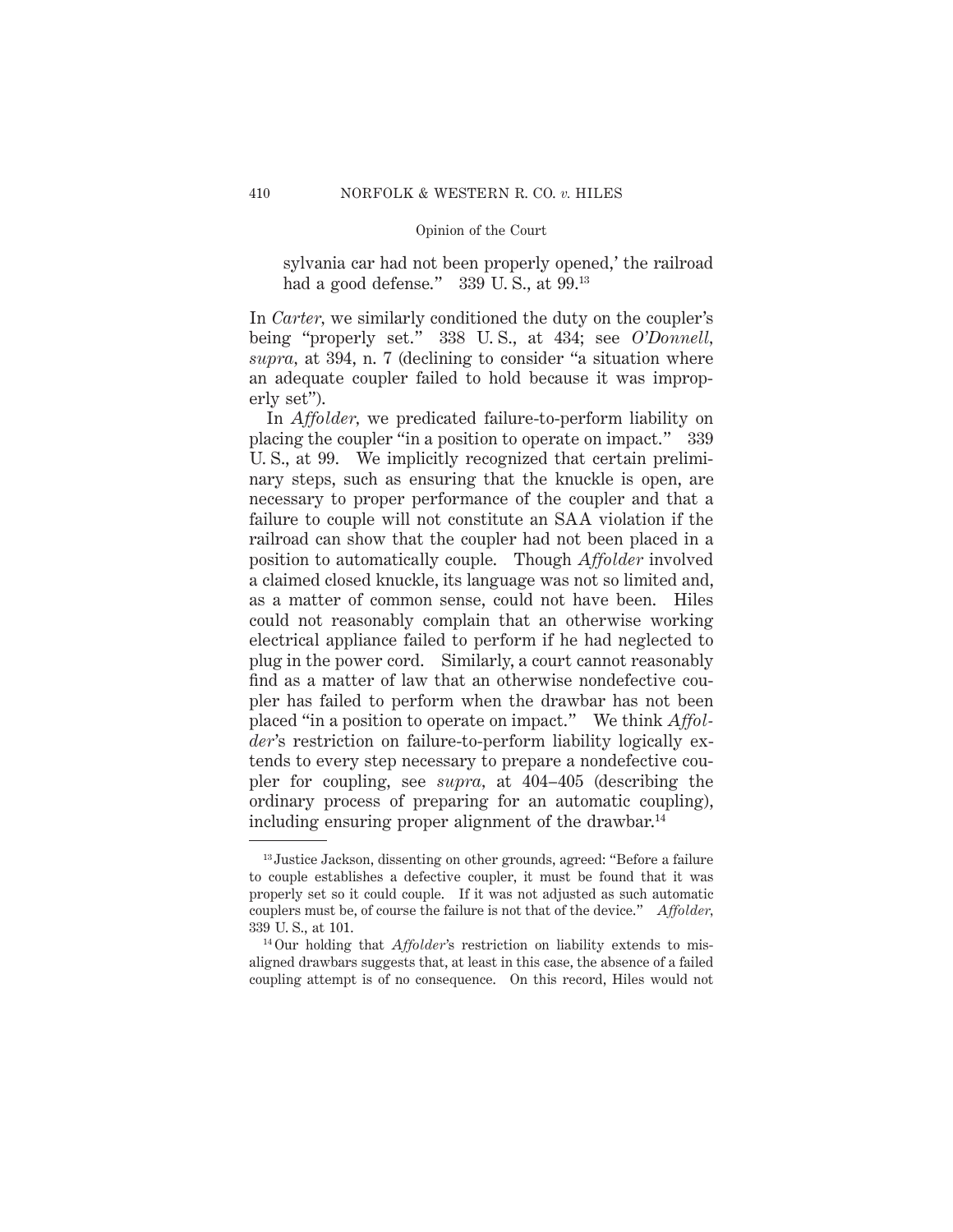sylvania car had not been properly opened,' the railroad had a good defense." 339 U. S., at 99.[13]

In *Carter*, we similarly conditioned the duty on the coupler's being "properly set." 338 U. S., at 434; see *O'Donnell*, *supra*, at 394, n. 7 (declining to consider "a situation where an adequate coupler failed to hold because it was improperly set").

In *Affolder*, we predicated failure-to-perform liability on placing the coupler "in a position to operate on impact." 339 U. S., at 99. We implicitly recognized that certain preliminary steps, such as ensuring that the knuckle is open, are necessary to proper performance of the coupler and that a failure to couple will not constitute an SAA violation if the railroad can show that the coupler had not been placed in a position to automatically couple. Though *Affolder* involved a claimed closed knuckle, its language was not so limited and, as a matter of common sense, could not have been. Hiles could not reasonably complain that an otherwise working electrical appliance failed to perform if he had neglected to plug in the power cord. Similarly, a court cannot reasonably find as a matter of law that an otherwise nondefective coupler has failed to perform when the drawbar has not been placed "in a position to operate on impact." We think *Affolder*'s restriction on failure-to-perform liability logically extends to every step necessary to prepare a nondefective coupler for coupling, see *supra*, at 404–405 (describing the ordinary process of preparing for an automatic coupling), including ensuring proper alignment of the drawbar.[14]

---

[13] Justice Jackson, dissenting on other grounds, agreed: "Before a failure to couple establishes a defective coupler, it must be found that it was properly set so it could couple. If it was not adjusted as such automatic couplers must be, of course the failure is not that of the device." *Affolder*, 339 U. S., at 101.

[14] Our holding that *Affolder*'s restriction on liability extends to misaligned drawbars suggests that, at least in this case, the absence of a failed coupling attempt is of no consequence. On this record, Hiles would not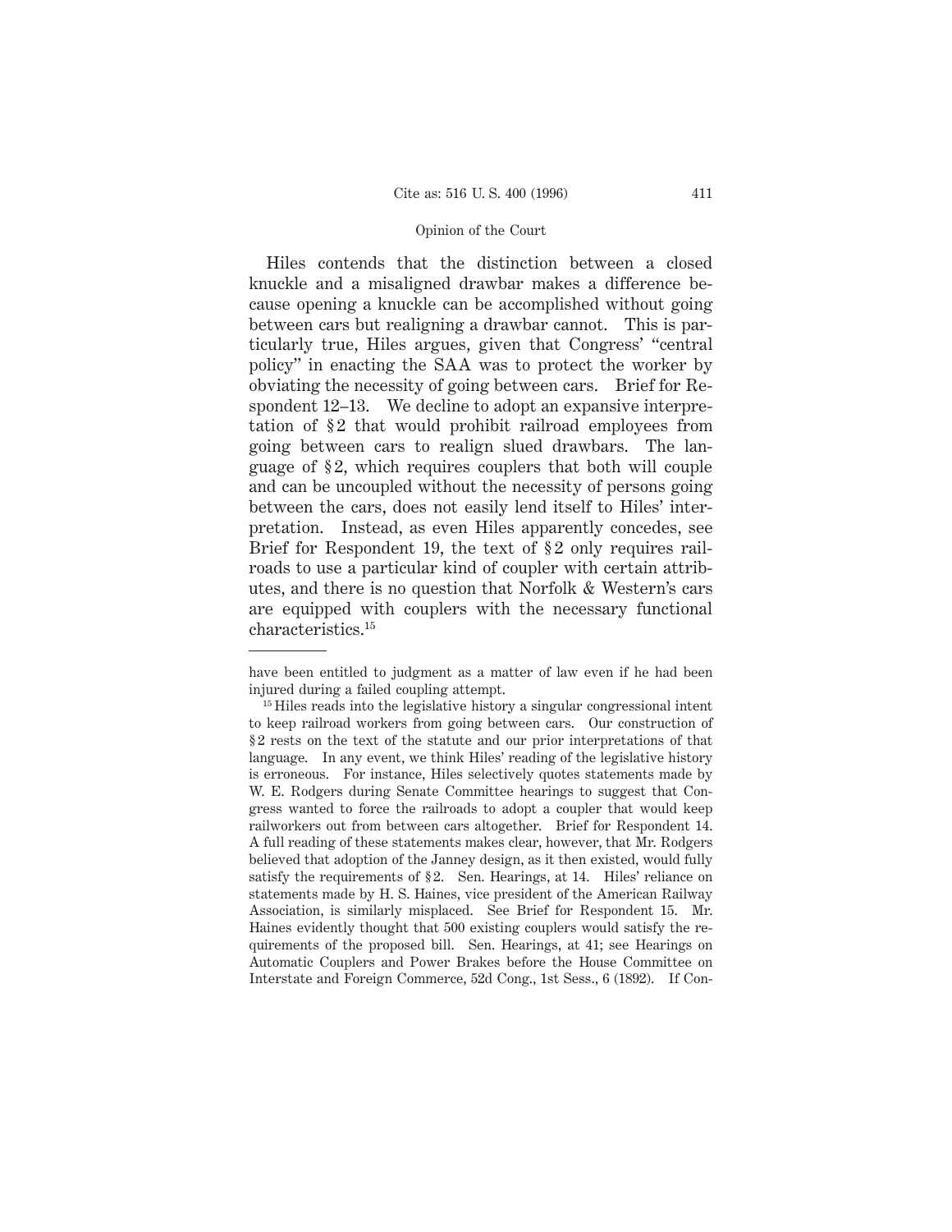Hiles contends that the distinction between a closed knuckle and a misaligned drawbar makes a difference because opening a knuckle can be accomplished without going between cars but realigning a drawbar cannot. This is particularly true, Hiles argues, given that Congress' "central policy" in enacting the SAA was to protect the worker by obviating the necessity of going between cars. Brief for Respondent 12–13. We decline to adopt an expansive interpretation of § 2 that would prohibit railroad employees from going between cars to realign slued drawbars. The language of § 2, which requires couplers that both will couple and can be uncoupled without the necessity of persons going between the cars, does not easily lend itself to Hiles' interpretation. Instead, as even Hiles apparently concedes, see Brief for Respondent 19, the text of § 2 only requires railroads to use a particular kind of coupler with certain attributes, and there is no question that Norfolk & Western's cars are equipped with couplers with the necessary functional characteristics.[15]

---

have been entitled to judgment as a matter of law even if he had been injured during a failed coupling attempt.

[15] Hiles reads into the legislative history a singular congressional intent to keep railroad workers from going between cars. Our construction of § 2 rests on the text of the statute and our prior interpretations of that language. In any event, we think Hiles' reading of the legislative history is erroneous. For instance, Hiles selectively quotes statements made by W. E. Rodgers during Senate Committee hearings to suggest that Congress wanted to force the railroads to adopt a coupler that would keep railworkers out from between cars altogether. Brief for Respondent 14. A full reading of these statements makes clear, however, that Mr. Rodgers believed that adoption of the Janney design, as it then existed, would fully satisfy the requirements of § 2. Sen. Hearings, at 14. Hiles' reliance on statements made by H. S. Haines, vice president of the American Railway Association, is similarly misplaced. See Brief for Respondent 15. Mr. Haines evidently thought that 500 existing couplers would satisfy the requirements of the proposed bill. Sen. Hearings, at 41; see Hearings on Automatic Couplers and Power Brakes before the House Committee on Interstate and Foreign Commerce, 52d Cong., 1st Sess., 6 (1892). If Con-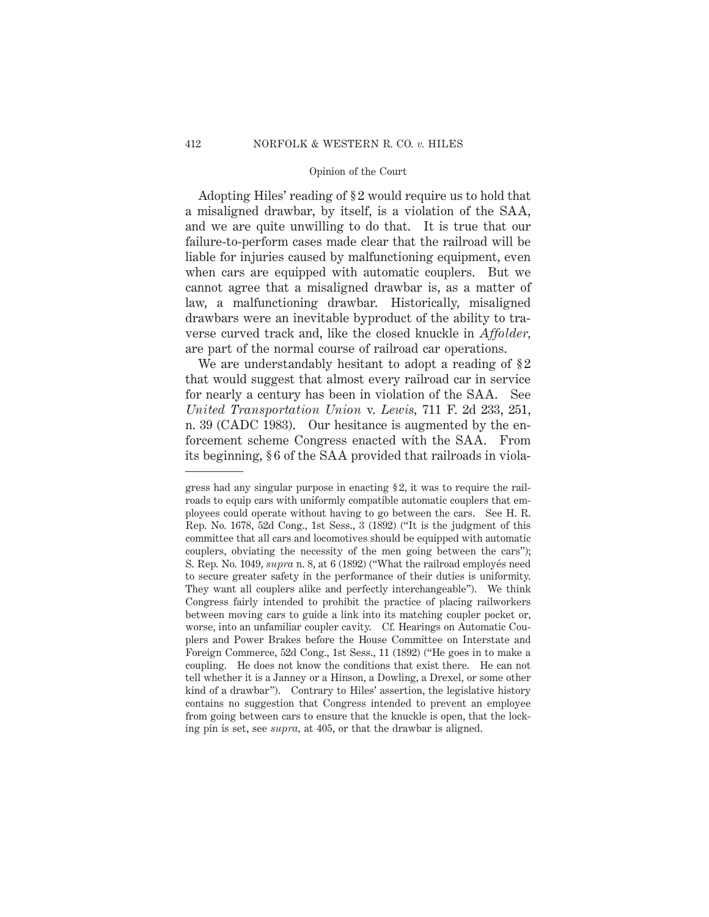Adopting Hiles' reading of § 2 would require us to hold that a misaligned drawbar, by itself, is a violation of the SAA, and we are quite unwilling to do that. It is true that our failure-to-perform cases made clear that the railroad will be liable for injuries caused by malfunctioning equipment, even when cars are equipped with automatic couplers. But we cannot agree that a misaligned drawbar is, as a matter of law, a malfunctioning drawbar. Historically, misaligned drawbars were an inevitable byproduct of the ability to traverse curved track and, like the closed knuckle in *Affolder*, are part of the normal course of railroad car operations.

We are understandably hesitant to adopt a reading of § 2 that would suggest that almost every railroad car in service for nearly a century has been in violation of the SAA. See *United Transportation Union* v. *Lewis*, 711 F. 2d 233, 251, n. 39 (CADC 1983). Our hesitance is augmented by the enforcement scheme Congress enacted with the SAA. From its beginning, § 6 of the SAA provided that railroads in viola-

---

gress had any singular purpose in enacting § 2, it was to require the railroads to equip cars with uniformly compatible automatic couplers that employees could operate without having to go between the cars. See H. R. Rep. No. 1678, 52d Cong., 1st Sess., 3 (1892) ("It is the judgment of this committee that all cars and locomotives should be equipped with automatic couplers, obviating the necessity of the men going between the cars"); S. Rep. No. 1049, *supra* n. 8, at 6 (1892) ("What the railroad employés need to secure greater safety in the performance of their duties is uniformity. They want all couplers alike and perfectly interchangeable"). We think Congress fairly intended to prohibit the practice of placing railworkers between moving cars to guide a link into its matching coupler pocket or, worse, into an unfamiliar coupler cavity. Cf. Hearings on Automatic Couplers and Power Brakes before the House Committee on Interstate and Foreign Commerce, 52d Cong., 1st Sess., 11 (1892) ("He goes in to make a coupling. He does not know the conditions that exist there. He can not tell whether it is a Janney or a Hinson, a Dowling, a Drexel, or some other kind of a drawbar"). Contrary to Hiles' assertion, the legislative history contains no suggestion that Congress intended to prevent an employee from going between cars to ensure that the knuckle is open, that the locking pin is set, see *supra*, at 405, or that the drawbar is aligned.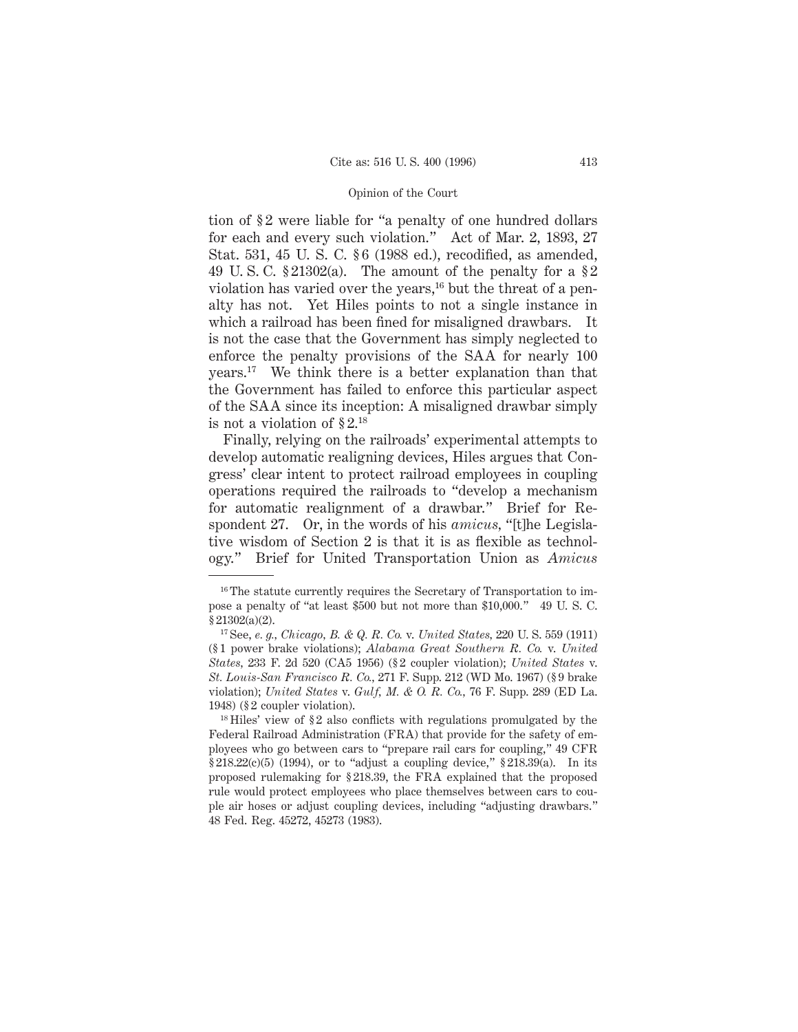tion of §2 were liable for "a penalty of one hundred dollars for each and every such violation." Act of Mar. 2, 1893, 27 Stat. 531, 45 U. S. C. §6 (1988 ed.), recodified, as amended, 49 U. S. C. §21302(a). The amount of the penalty for a §2 violation has varied over the years,[16] but the threat of a penalty has not. Yet Hiles points to not a single instance in which a railroad has been fined for misaligned drawbars. It is not the case that the Government has simply neglected to enforce the penalty provisions of the SAA for nearly 100 years.[17] We think there is a better explanation than that the Government has failed to enforce this particular aspect of the SAA since its inception: A misaligned drawbar simply is not a violation of §2.[18]

Finally, relying on the railroads' experimental attempts to develop automatic realigning devices, Hiles argues that Congress' clear intent to protect railroad employees in coupling operations required the railroads to "develop a mechanism for automatic realignment of a drawbar." Brief for Respondent 27. Or, in the words of his *amicus*, "[t]he Legislative wisdom of Section 2 is that it is as flexible as technology." Brief for United Transportation Union as *Amicus*

---

[16] The statute currently requires the Secretary of Transportation to impose a penalty of "at least $500 but not more than $10,000." 49 U. S. C. §21302(a)(2).

[17] See, *e. g., Chicago, B. & Q. R. Co.* v. *United States*, 220 U. S. 559 (1911) (§1 power brake violations); *Alabama Great Southern R. Co.* v. *United States*, 233 F. 2d 520 (CA5 1956) (§2 coupler violation); *United States* v. *St. Louis-San Francisco R. Co.*, 271 F. Supp. 212 (WD Mo. 1967) (§9 brake violation); *United States* v. *Gulf, M. & O. R. Co.*, 76 F. Supp. 289 (ED La. 1948) (§2 coupler violation).

[18] Hiles' view of §2 also conflicts with regulations promulgated by the Federal Railroad Administration (FRA) that provide for the safety of employees who go between cars to "prepare rail cars for coupling," 49 CFR §218.22(c)(5) (1994), or to "adjust a coupling device," §218.39(a). In its proposed rulemaking for §218.39, the FRA explained that the proposed rule would protect employees who place themselves between cars to couple air hoses or adjust coupling devices, including "adjusting drawbars." 48 Fed. Reg. 45272, 45273 (1983).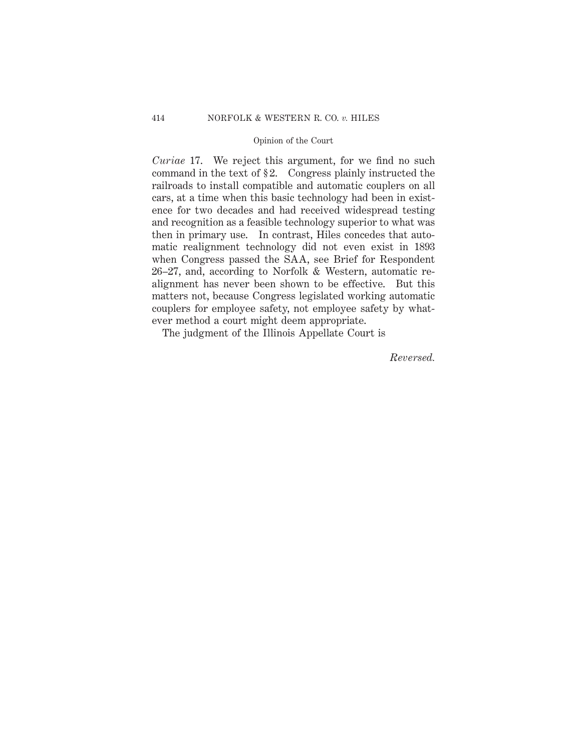*Curiae* 17. We reject this argument, for we find no such command in the text of § 2. Congress plainly instructed the railroads to install compatible and automatic couplers on all cars, at a time when this basic technology had been in existence for two decades and had received widespread testing and recognition as a feasible technology superior to what was then in primary use. In contrast, Hiles concedes that automatic realignment technology did not even exist in 1893 when Congress passed the SAA, see Brief for Respondent 26–27, and, according to Norfolk & Western, automatic realignment has never been shown to be effective. But this matters not, because Congress legislated working automatic couplers for employee safety, not employee safety by whatever method a court might deem appropriate.

The judgment of the Illinois Appellate Court is

*Reversed.*